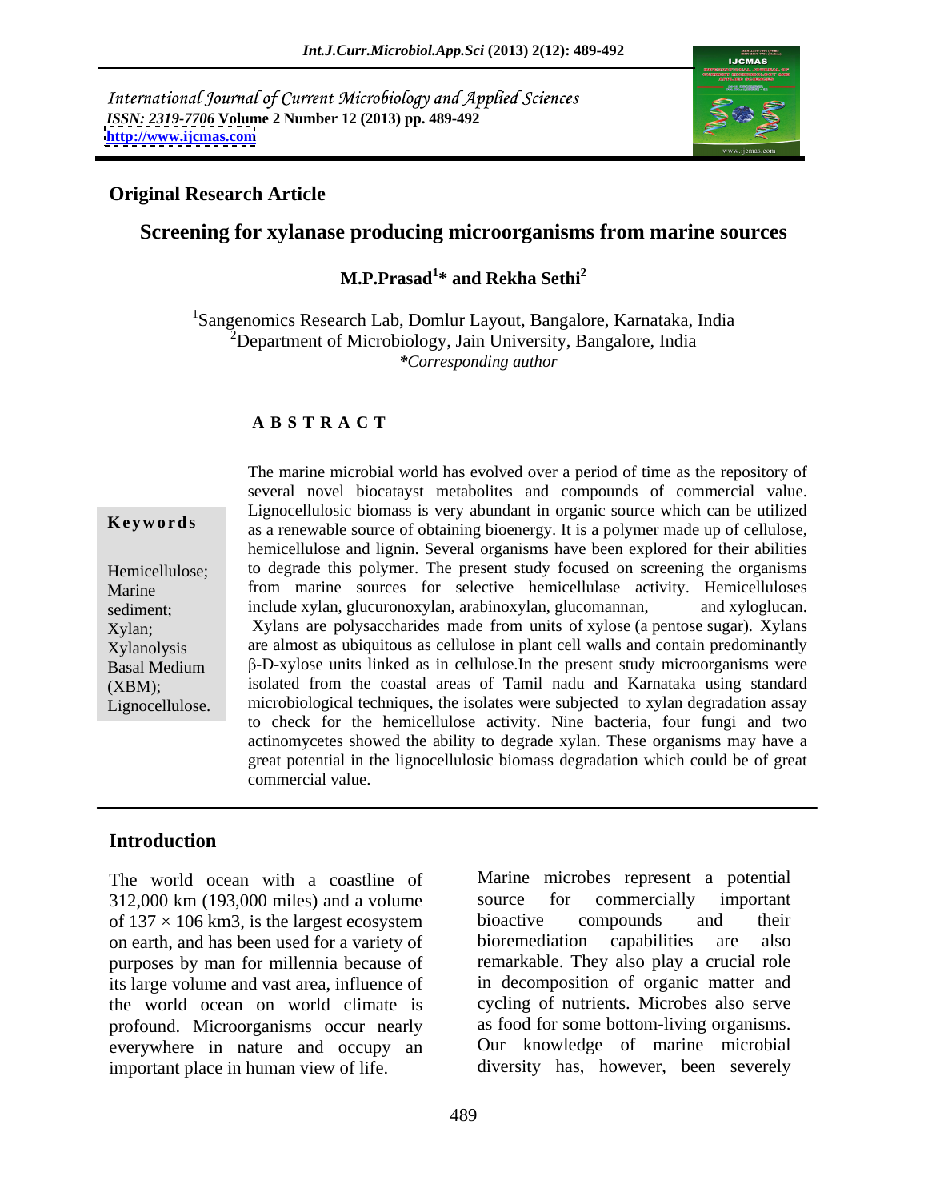International Journal of Current Microbiology and Applied Sciences
*ISSN: 2319-7706* **Volume 2 Number 12 (2013) pp. 489-492**
**http://www.ijcmas.com**

**Original Research Article**

# Screening for xylanase producing microorganisms from marine sources

**M.P.Prasad[1]\* and Rekha Sethi[2]**

[1]Sangenomics Research Lab, Domlur Layout, Bangalore, Karnataka, India
[2]Department of Microbiology, Jain University, Bangalore, India
*\*Corresponding author*

## A B S T R A C T

**Keywords**

Hemicellulose; Marine sediment; Xylan; Xylanolysis Basal Medium (XBM); Lignocellulose.

The marine microbial world has evolved over a period of time as the repository of several novel biocatayst metabolites and compounds of commercial value. Lignocellulosic biomass is very abundant in organic source which can be utilized as a renewable source of obtaining bioenergy. It is a polymer made up of cellulose, hemicellulose and lignin. Several organisms have been explored for their abilities to degrade this polymer. The present study focused on screening the organisms from marine sources for selective hemicellulase activity. Hemicelluloses include xylan, glucuronoxylan, arabinoxylan, glucomannan, and xyloglucan. Xylans are polysaccharides made from units of xylose (a pentose sugar). Xylans are almost as ubiquitous as cellulose in plant cell walls and contain predominantly β-D-xylose units linked as in cellulose.In the present study microorganisms were isolated from the coastal areas of Tamil nadu and Karnataka using standard microbiological techniques, the isolates were subjected to xylan degradation assay to check for the hemicellulose activity. Nine bacteria, four fungi and two actinomycetes showed the ability to degrade xylan. These organisms may have a great potential in the lignocellulosic biomass degradation which could be of great commercial value.

## Introduction

The world ocean with a coastline of 312,000 km (193,000 miles) and a volume of $137 \times 106$ km3, is the largest ecosystem on earth, and has been used for a variety of purposes by man for millennia because of its large volume and vast area, influence of the world ocean on world climate is profound. Microorganisms occur nearly everywhere in nature and occupy an important place in human view of life.

Marine microbes represent a potential source for commercially important bioactive compounds and their bioremediation capabilities are also remarkable. They also play a crucial role in decomposition of organic matter and cycling of nutrients. Microbes also serve as food for some bottom-living organisms. Our knowledge of marine microbial diversity has, however, been severely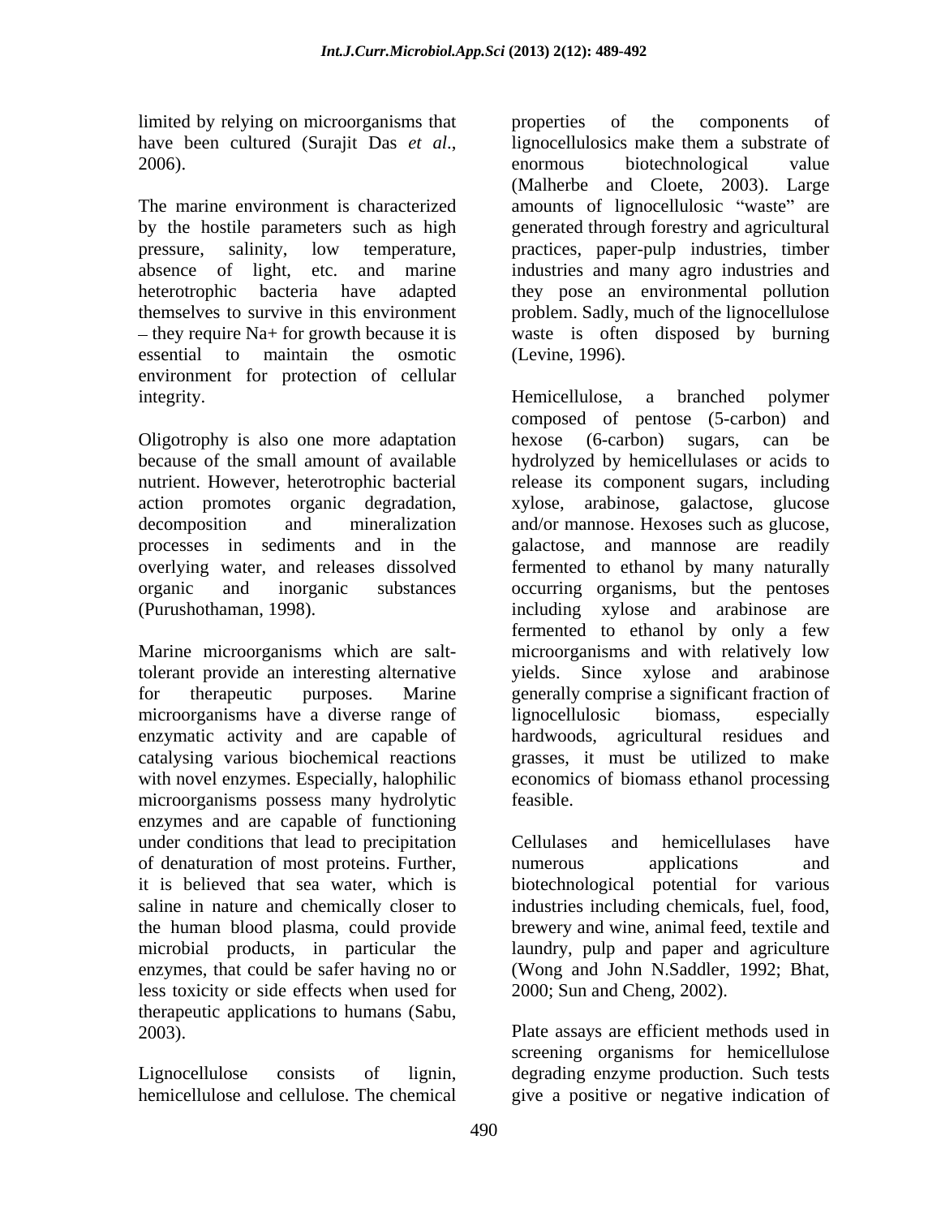limited by relying on microorganisms that have been cultured (Surajit Das *et al*., 2006).

The marine environment is characterized by the hostile parameters such as high pressure, salinity, low temperature, absence of light, etc. and marine heterotrophic bacteria have adapted themselves to survive in this environment – they require Na+ for growth because it is essential to maintain the osmotic environment for protection of cellular integrity.

Oligotrophy is also one more adaptation because of the small amount of available nutrient. However, heterotrophic bacterial action promotes organic degradation, decomposition and mineralization processes in sediments and in the overlying water, and releases dissolved organic and inorganic substances (Purushothaman, 1998).

Marine microorganisms which are salt-tolerant provide an interesting alternative for therapeutic purposes. Marine microorganisms have a diverse range of enzymatic activity and are capable of catalysing various biochemical reactions with novel enzymes. Especially, halophilic microorganisms possess many hydrolytic enzymes and are capable of functioning under conditions that lead to precipitation of denaturation of most proteins. Further, it is believed that sea water, which is saline in nature and chemically closer to the human blood plasma, could provide microbial products, in particular the enzymes, that could be safer having no or less toxicity or side effects when used for therapeutic applications to humans (Sabu, 2003).

Lignocellulose consists of lignin, hemicellulose and cellulose. The chemical properties of the components of lignocellulosics make them a substrate of enormous biotechnological value (Malherbe and Cloete, 2003). Large amounts of lignocellulosic "waste" are generated through forestry and agricultural practices, paper-pulp industries, timber industries and many agro industries and they pose an environmental pollution problem. Sadly, much of the lignocellulose waste is often disposed by burning (Levine, 1996).

Hemicellulose, a branched polymer composed of pentose (5-carbon) and hexose (6-carbon) sugars, can be hydrolyzed by hemicellulases or acids to release its component sugars, including xylose, arabinose, galactose, glucose and/or mannose. Hexoses such as glucose, galactose, and mannose are readily fermented to ethanol by many naturally occurring organisms, but the pentoses including xylose and arabinose are fermented to ethanol by only a few microorganisms and with relatively low yields. Since xylose and arabinose generally comprise a significant fraction of lignocellulosic biomass, especially hardwoods, agricultural residues and grasses, it must be utilized to make economics of biomass ethanol processing feasible.

Cellulases and hemicellulases have numerous applications and biotechnological potential for various industries including chemicals, fuel, food, brewery and wine, animal feed, textile and laundry, pulp and paper and agriculture (Wong and John N.Saddler, 1992; Bhat, 2000; Sun and Cheng, 2002).

Plate assays are efficient methods used in screening organisms for hemicellulose degrading enzyme production. Such tests give a positive or negative indication of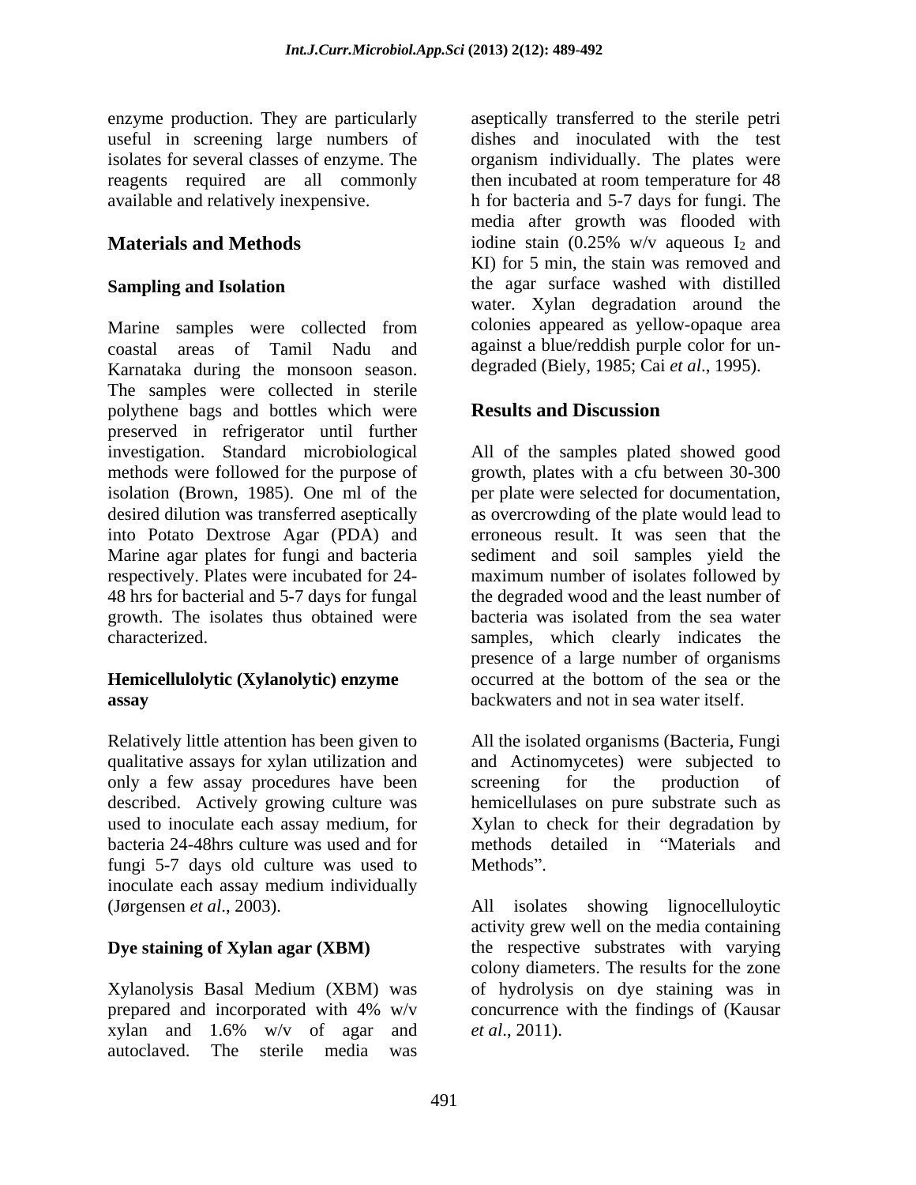enzyme production. They are particularly useful in screening large numbers of isolates for several classes of enzyme. The reagents required are all commonly available and relatively inexpensive.

## Materials and Methods

### Sampling and Isolation

Marine samples were collected from coastal areas of Tamil Nadu and Karnataka during the monsoon season. The samples were collected in sterile polythene bags and bottles which were preserved in refrigerator until further investigation. Standard microbiological methods were followed for the purpose of isolation (Brown, 1985). One ml of the desired dilution was transferred aseptically into Potato Dextrose Agar (PDA) and Marine agar plates for fungi and bacteria respectively. Plates were incubated for 24-48 hrs for bacterial and 5-7 days for fungal growth. The isolates thus obtained were characterized.

### Hemicellulolytic (Xylanolytic) enzyme assay

Relatively little attention has been given to qualitative assays for xylan utilization and only a few assay procedures have been described. Actively growing culture was used to inoculate each assay medium, for bacteria 24-48hrs culture was used and for fungi 5-7 days old culture was used to inoculate each assay medium individually (Jørgensen *et al*., 2003).

### Dye staining of Xylan agar (XBM)

Xylanolysis Basal Medium (XBM) was prepared and incorporated with 4% w/v xylan and 1.6% w/v of agar and autoclaved. The sterile media was aseptically transferred to the sterile petri dishes and inoculated with the test organism individually. The plates were then incubated at room temperature for 48 h for bacteria and 5-7 days for fungi. The media after growth was flooded with iodine stain (0.25% w/v aqueous $I_2$ and KI) for 5 min, the stain was removed and the agar surface washed with distilled water. Xylan degradation around the colonies appeared as yellow-opaque area against a blue/reddish purple color for un-degraded (Biely, 1985; Cai *et al*., 1995).

## Results and Discussion

All of the samples plated showed good growth, plates with a cfu between 30-300 per plate were selected for documentation, as overcrowding of the plate would lead to erroneous result. It was seen that the sediment and soil samples yield the maximum number of isolates followed by the degraded wood and the least number of bacteria was isolated from the sea water samples, which clearly indicates the presence of a large number of organisms occurred at the bottom of the sea or the backwaters and not in sea water itself.

All the isolated organisms (Bacteria, Fungi and Actinomycetes) were subjected to screening for the production of hemicellulases on pure substrate such as Xylan to check for their degradation by methods detailed in "Materials and Methods".

All isolates showing lignocelluloytic activity grew well on the media containing the respective substrates with varying colony diameters. The results for the zone of hydrolysis on dye staining was in concurrence with the findings of (Kausar *et al*., 2011).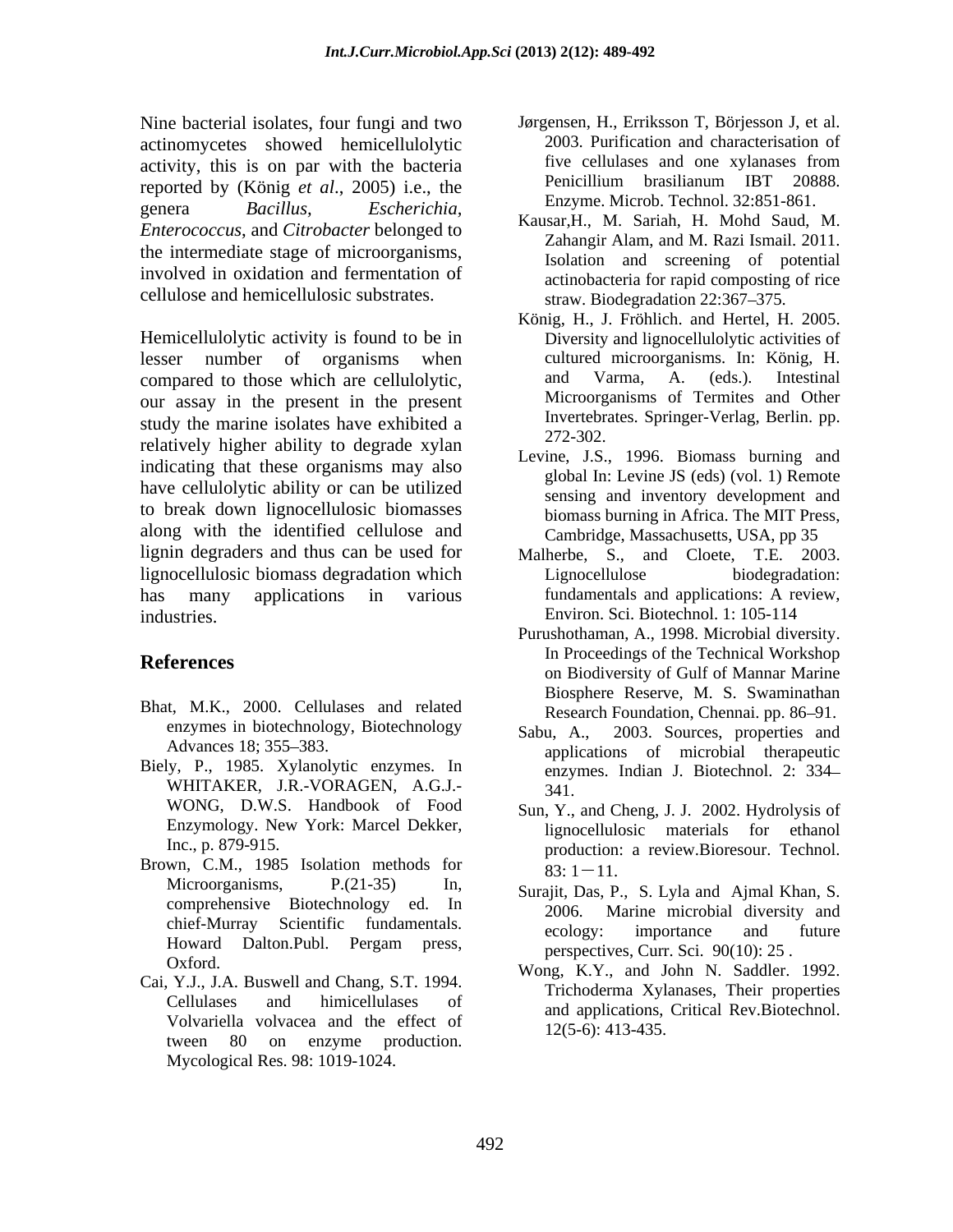Nine bacterial isolates, four fungi and two actinomycetes showed hemicellulolytic activity, this is on par with the bacteria reported by (König *et al*., 2005) i.e., the genera *Bacillus*, *Escherichia*, *Enterococcus*, and *Citrobacter* belonged to the intermediate stage of microorganisms, involved in oxidation and fermentation of cellulose and hemicellulosic substrates.

Hemicellulolytic activity is found to be in lesser number of organisms when compared to those which are cellulolytic, our assay in the present in the present study the marine isolates have exhibited a relatively higher ability to degrade xylan indicating that these organisms may also have cellulolytic ability or can be utilized to break down lignocellulosic biomasses along with the identified cellulose and lignin degraders and thus can be used for lignocellulosic biomass degradation which has many applications in various industries.

## References

Bhat, M.K., 2000. Cellulases and related enzymes in biotechnology, Biotechnology Advances 18; 355–383.

Biely, P., 1985. Xylanolytic enzymes. In WHITAKER, J.R.-VORAGEN, A.G.J.-WONG, D.W.S. Handbook of Food Enzymology. New York: Marcel Dekker, Inc., p. 879-915.

Brown, C.M., 1985 Isolation methods for Microorganisms, P.(21-35) In, comprehensive Biotechnology ed. In chief-Murray Scientific fundamentals. Howard Dalton.Publ. Pergam press, Oxford.

Cai, Y.J., J.A. Buswell and Chang, S.T. 1994. Cellulases and himicellulases of Volvariella volvacea and the effect of tween 80 on enzyme production. Mycological Res. 98: 1019-1024.

Jørgensen, H., Erriksson T, Börjesson J, et al. 2003. Purification and characterisation of five cellulases and one xylanases from Penicillium brasilianum IBT 20888. Enzyme. Microb. Technol. 32:851-861.

Kausar,H., M. Sariah, H. Mohd Saud, M. Zahangir Alam, and M. Razi Ismail. 2011. Isolation and screening of potential actinobacteria for rapid composting of rice straw. Biodegradation 22:367–375.

König, H., J. Fröhlich. and Hertel, H. 2005. Diversity and lignocellulolytic activities of cultured microorganisms. In: König, H. and Varma, A. (eds.). Intestinal Microorganisms of Termites and Other Invertebrates. Springer-Verlag, Berlin. pp. 272-302.

Levine, J.S., 1996. Biomass burning and global In: Levine JS (eds) (vol. 1) Remote sensing and inventory development and biomass burning in Africa. The MIT Press, Cambridge, Massachusetts, USA, pp 35

Malherbe, S., and Cloete, T.E. 2003. Lignocellulose biodegradation: fundamentals and applications: A review, Environ. Sci. Biotechnol. 1: 105-114

Purushothaman, A., 1998. Microbial diversity. In Proceedings of the Technical Workshop on Biodiversity of Gulf of Mannar Marine Biosphere Reserve, M. S. Swaminathan Research Foundation, Chennai. pp. 86–91.

Sabu, A., 2003. Sources, properties and applications of microbial therapeutic enzymes. Indian J. Biotechnol. 2: 334–341.

Sun, Y., and Cheng, J. J. 2002. Hydrolysis of lignocellulosic materials for ethanol production: a review.Bioresour. Technol. 83: 1−11.

Surajit, Das, P., S. Lyla and Ajmal Khan, S. 2006. Marine microbial diversity and ecology: importance and future perspectives, Curr. Sci. 90(10): 25 .

Wong, K.Y., and John N. Saddler. 1992. Trichoderma Xylanases, Their properties and applications, Critical Rev.Biotechnol. 12(5-6): 413-435.